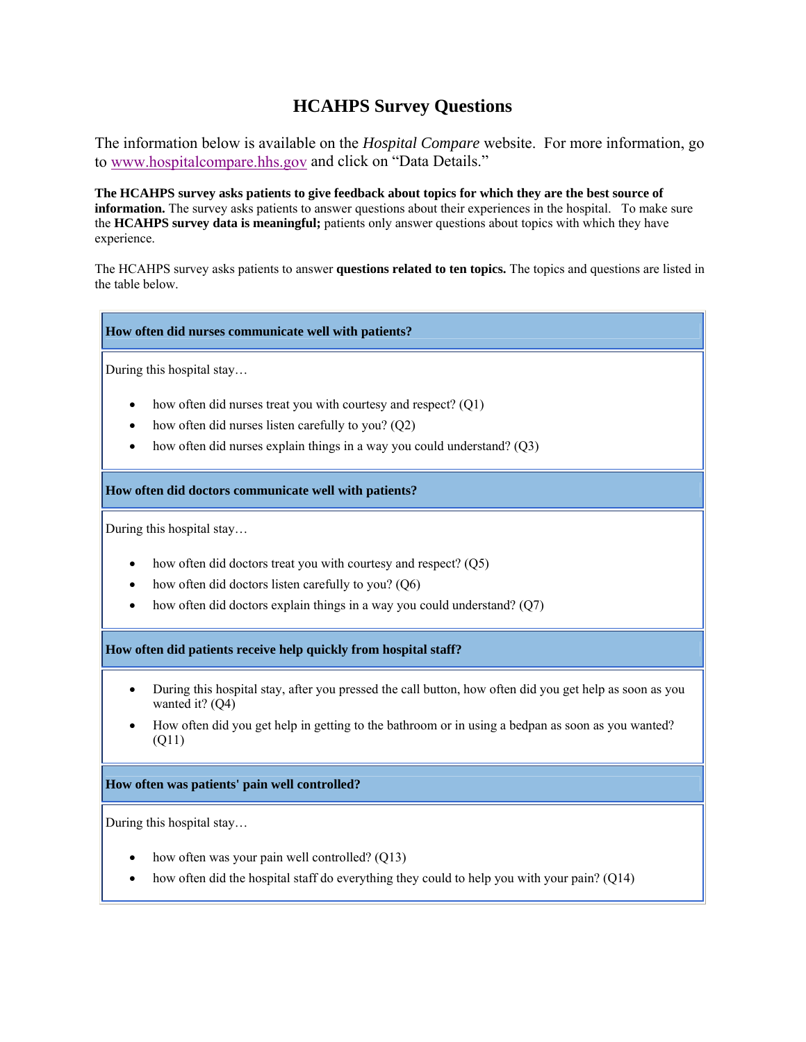# HCAHPS Survey Questions

The information below is available on the *Hospital Compare* website. For more information, go to www.hospitalcompare.hhs.gov and click on "Data Details."

**The HCAHPS survey asks patients to give feedback about topics for which they are the best source of information.** The survey asks patients to answer questions about their experiences in the hospital. To make sure the **HCAHPS survey data is meaningful;** patients only answer questions about topics with which they have experience.

The HCAHPS survey asks patients to answer **questions related to ten topics.** The topics and questions are listed in the table below.

### How often did nurses communicate well with patients?

During this hospital stay…

- how often did nurses treat you with courtesy and respect? (Q1)
- how often did nurses listen carefully to you? (Q2)
- how often did nurses explain things in a way you could understand? (Q3)

### How often did doctors communicate well with patients?

During this hospital stay…

- how often did doctors treat you with courtesy and respect? (Q5)
- how often did doctors listen carefully to you? (Q6)
- how often did doctors explain things in a way you could understand? (Q7)

### How often did patients receive help quickly from hospital staff?

- During this hospital stay, after you pressed the call button, how often did you get help as soon as you wanted it? (Q4)
- How often did you get help in getting to the bathroom or in using a bedpan as soon as you wanted? (Q11)

### How often was patients' pain well controlled?

During this hospital stay…

- how often was your pain well controlled? (Q13)
- how often did the hospital staff do everything they could to help you with your pain? (Q14)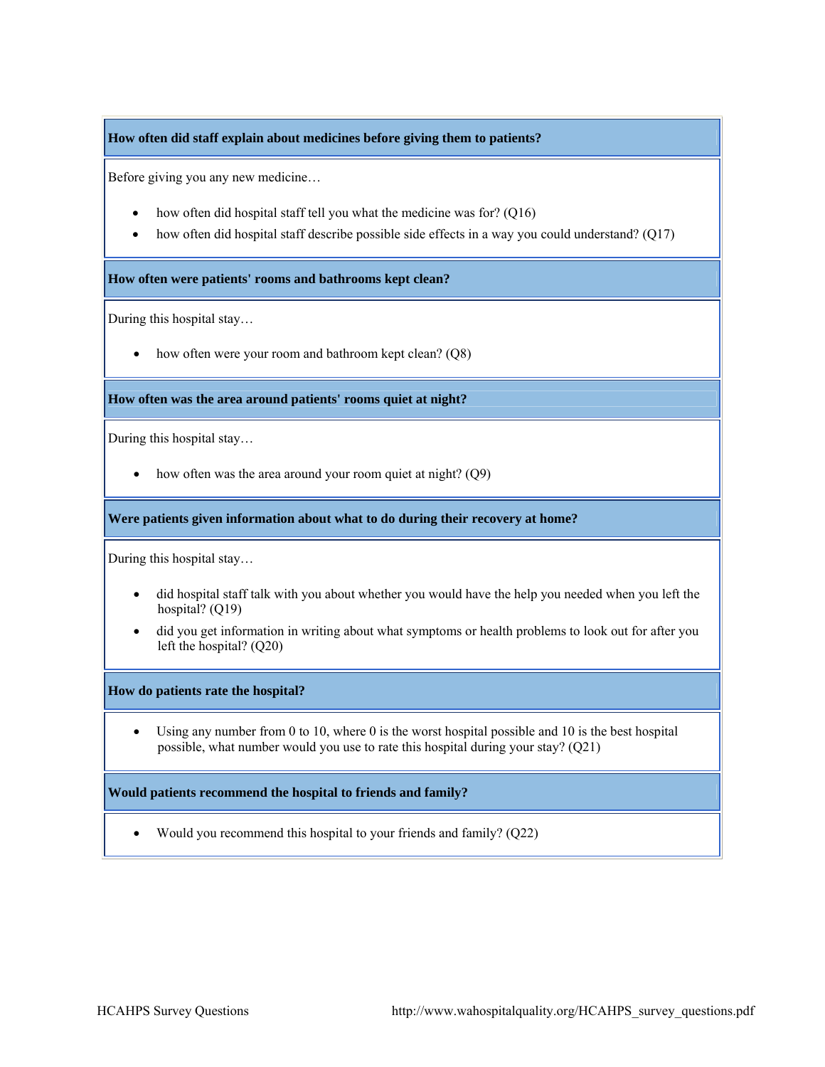**How often did staff explain about medicines before giving them to patients?**

Before giving you any new medicine…

- how often did hospital staff tell you what the medicine was for? (Q16)
- how often did hospital staff describe possible side effects in a way you could understand? (Q17)

**How often were patients' rooms and bathrooms kept clean?**

During this hospital stay…

- how often were your room and bathroom kept clean? (Q8)

**How often was the area around patients' rooms quiet at night?**

During this hospital stay…

- how often was the area around your room quiet at night? (Q9)

**Were patients given information about what to do during their recovery at home?**

During this hospital stay…

- did hospital staff talk with you about whether you would have the help you needed when you left the hospital? (Q19)
- did you get information in writing about what symptoms or health problems to look out for after you left the hospital? (Q20)

**How do patients rate the hospital?**

- Using any number from 0 to 10, where 0 is the worst hospital possible and 10 is the best hospital possible, what number would you use to rate this hospital during your stay? (Q21)

**Would patients recommend the hospital to friends and family?**

- Would you recommend this hospital to your friends and family? (Q22)